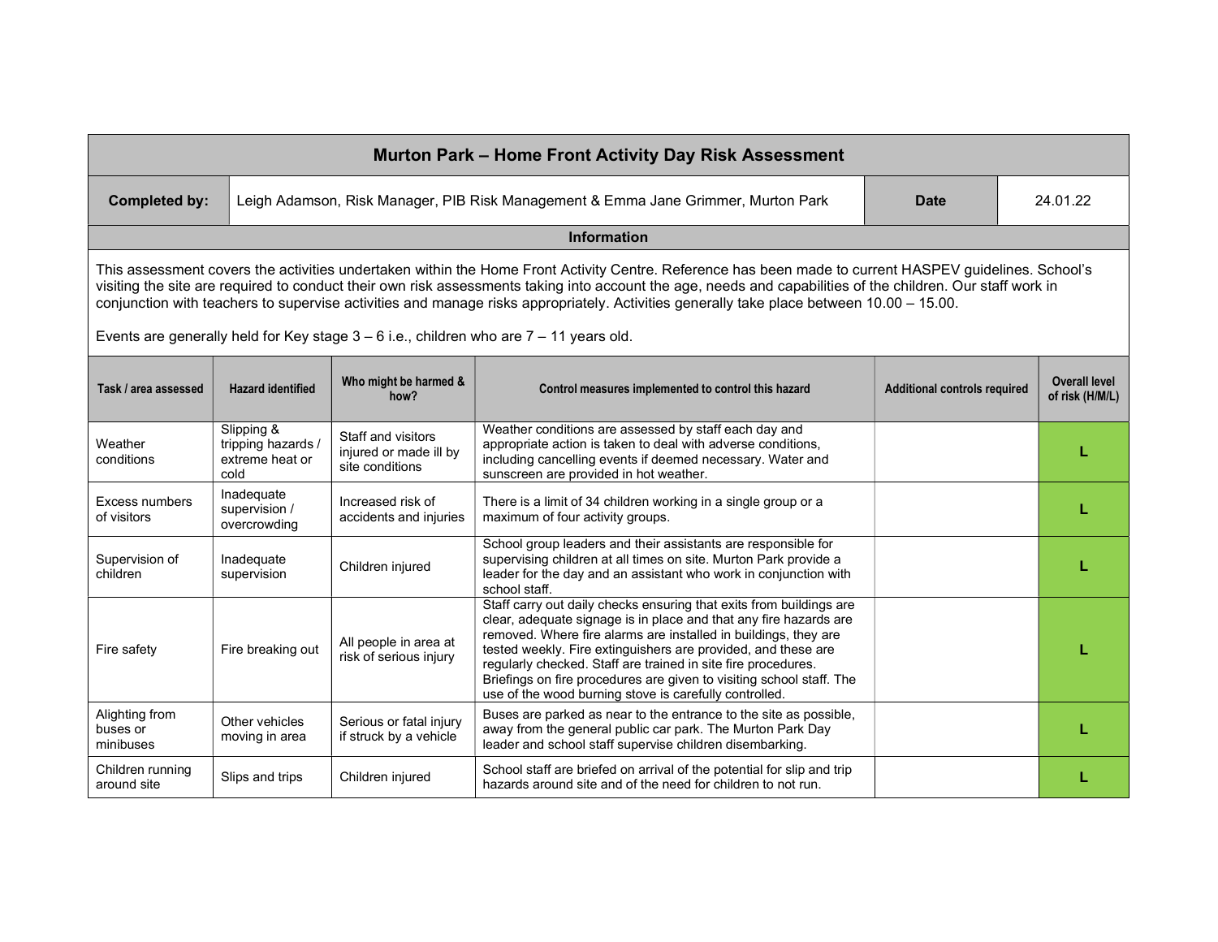# Murton Park – Home Front Activity Day Risk Assessment

| **Completed by:** | Leigh Adamson, Risk Manager, PIB Risk Management & Emma Jane Grimmer, Murton Park | **Date** | 24.01.22 |
|---|---|---|---|

## Information

This assessment covers the activities undertaken within the Home Front Activity Centre. Reference has been made to current HASPEV guidelines. School's visiting the site are required to conduct their own risk assessments taking into account the age, needs and capabilities of the children. Our staff work in conjunction with teachers to supervise activities and manage risks appropriately. Activities generally take place between 10.00 – 15.00.

Events are generally held for Key stage 3 – 6 i.e., children who are 7 – 11 years old.

| Task / area assessed | Hazard identified | Who might be harmed & how? | Control measures implemented to control this hazard | Additional controls required | Overall level of risk (H/M/L) |
|---|---|---|---|---|---|
| Weather conditions | Slipping & tripping hazards / extreme heat or cold | Staff and visitors injured or made ill by site conditions | Weather conditions are assessed by staff each day and appropriate action is taken to deal with adverse conditions, including cancelling events if deemed necessary. Water and sunscreen are provided in hot weather. | | L |
| Excess numbers of visitors | Inadequate supervision / overcrowding | Increased risk of accidents and injuries | There is a limit of 34 children working in a single group or a maximum of four activity groups. | | L |
| Supervision of children | Inadequate supervision | Children injured | School group leaders and their assistants are responsible for supervising children at all times on site. Murton Park provide a leader for the day and an assistant who work in conjunction with school staff. | | L |
| Fire safety | Fire breaking out | All people in area at risk of serious injury | Staff carry out daily checks ensuring that exits from buildings are clear, adequate signage is in place and that any fire hazards are removed. Where fire alarms are installed in buildings, they are tested weekly. Fire extinguishers are provided, and these are regularly checked. Staff are trained in site fire procedures. Briefings on fire procedures are given to visiting school staff. The use of the wood burning stove is carefully controlled. | | L |
| Alighting from buses or minibuses | Other vehicles moving in area | Serious or fatal injury if struck by a vehicle | Buses are parked as near to the entrance to the site as possible, away from the general public car park. The Murton Park Day leader and school staff supervise children disembarking. | | L |
| Children running around site | Slips and trips | Children injured | School staff are briefed on arrival of the potential for slip and trip hazards around site and of the need for children to not run. | | L |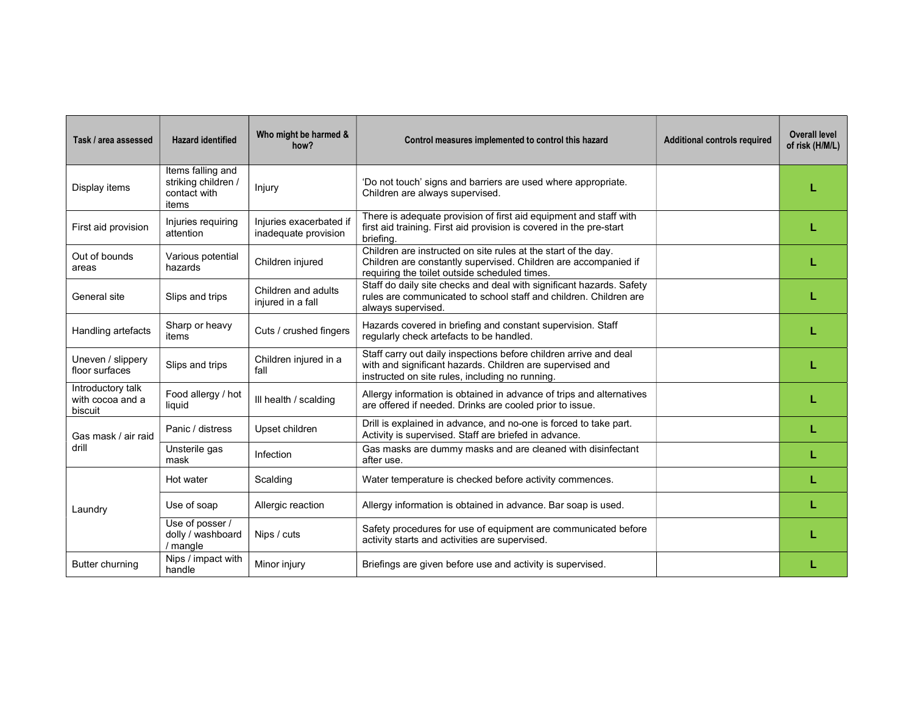| Task / area assessed | Hazard identified | Who might be harmed & how? | Control measures implemented to control this hazard | Additional controls required | Overall level of risk (H/M/L) |
|---|---|---|---|---|---|
| Display items | Items falling and striking children / contact with items | Injury | 'Do not touch' signs and barriers are used where appropriate. Children are always supervised. | | L |
| First aid provision | Injuries requiring attention | Injuries exacerbated if inadequate provision | There is adequate provision of first aid equipment and staff with first aid training. First aid provision is covered in the pre-start briefing. | | L |
| Out of bounds areas | Various potential hazards | Children injured | Children are instructed on site rules at the start of the day. Children are constantly supervised. Children are accompanied if requiring the toilet outside scheduled times. | | L |
| General site | Slips and trips | Children and adults injured in a fall | Staff do daily site checks and deal with significant hazards. Safety rules are communicated to school staff and children. Children are always supervised. | | L |
| Handling artefacts | Sharp or heavy items | Cuts / crushed fingers | Hazards covered in briefing and constant supervision. Staff regularly check artefacts to be handled. | | L |
| Uneven / slippery floor surfaces | Slips and trips | Children injured in a fall | Staff carry out daily inspections before children arrive and deal with and significant hazards. Children are supervised and instructed on site rules, including no running. | | L |
| Introductory talk with cocoa and a biscuit | Food allergy / hot liquid | Ill health / scalding | Allergy information is obtained in advance of trips and alternatives are offered if needed. Drinks are cooled prior to issue. | | L |
| Gas mask / air raid drill | Panic / distress | Upset children | Drill is explained in advance, and no-one is forced to take part. Activity is supervised. Staff are briefed in advance. | | L |
| | Unsterile gas mask | Infection | Gas masks are dummy masks and are cleaned with disinfectant after use. | | L |
| Laundry | Hot water | Scalding | Water temperature is checked before activity commences. | | L |
| | Use of soap | Allergic reaction | Allergy information is obtained in advance. Bar soap is used. | | L |
| | Use of posser / dolly / washboard / mangle | Nips / cuts | Safety procedures for use of equipment are communicated before activity starts and activities are supervised. | | L |
| Butter churning | Nips / impact with handle | Minor injury | Briefings are given before use and activity is supervised. | | L |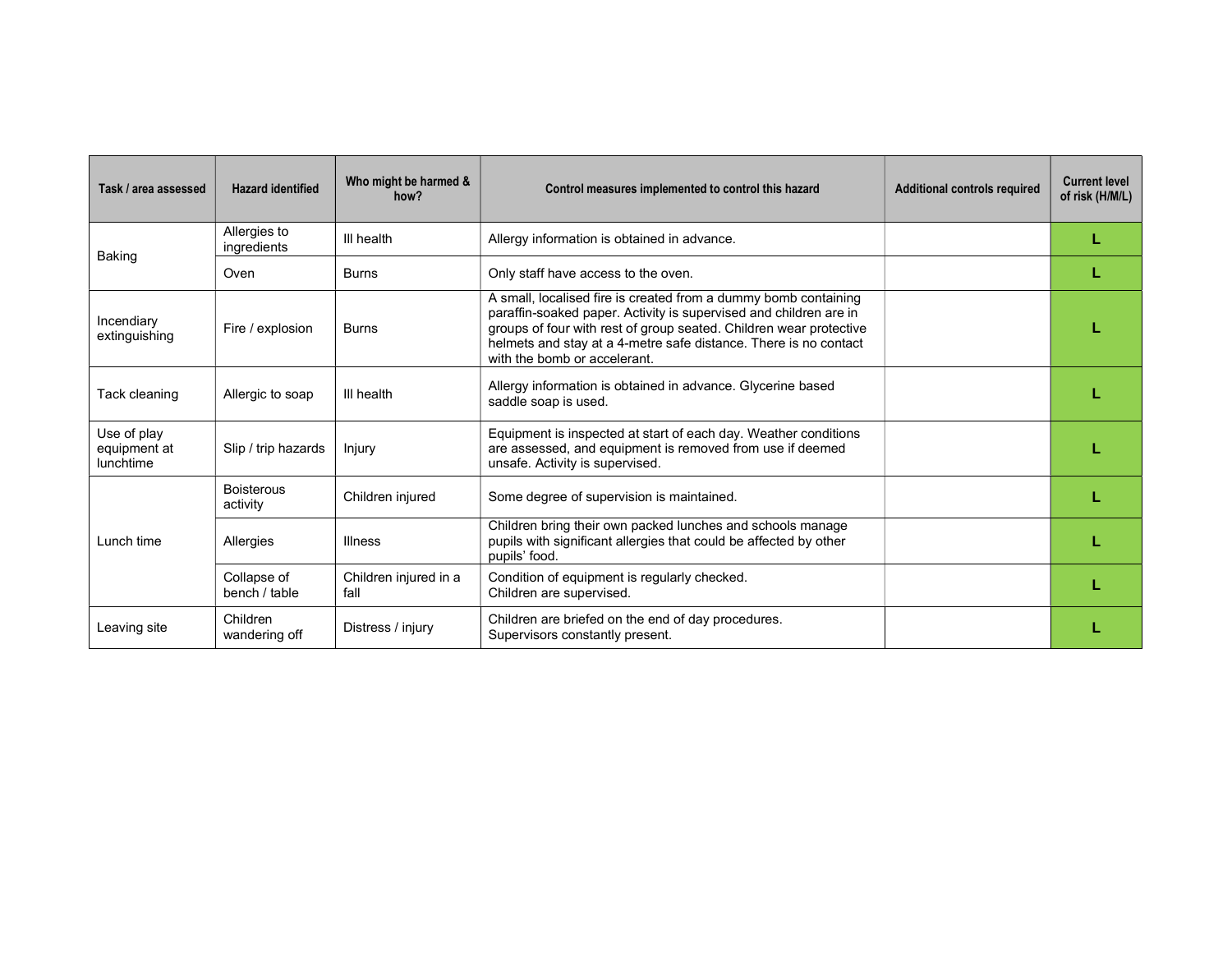| Task / area assessed | Hazard identified | Who might be harmed & how? | Control measures implemented to control this hazard | Additional controls required | Current level of risk (H/M/L) |
|---|---|---|---|---|---|
| Baking | Allergies to ingredients | Ill health | Allergy information is obtained in advance. | | L |
| | Oven | Burns | Only staff have access to the oven. | | L |
| Incendiary extinguishing | Fire / explosion | Burns | A small, localised fire is created from a dummy bomb containing paraffin-soaked paper. Activity is supervised and children are in groups of four with rest of group seated. Children wear protective helmets and stay at a 4-metre safe distance. There is no contact with the bomb or accelerant. | | L |
| Tack cleaning | Allergic to soap | Ill health | Allergy information is obtained in advance. Glycerine based saddle soap is used. | | L |
| Use of play equipment at lunchtime | Slip / trip hazards | Injury | Equipment is inspected at start of each day. Weather conditions are assessed, and equipment is removed from use if deemed unsafe. Activity is supervised. | | L |
| Lunch time | Boisterous activity | Children injured | Some degree of supervision is maintained. | | L |
| | Allergies | Illness | Children bring their own packed lunches and schools manage pupils with significant allergies that could be affected by other pupils' food. | | L |
| | Collapse of bench / table | Children injured in a fall | Condition of equipment is regularly checked. Children are supervised. | | L |
| Leaving site | Children wandering off | Distress / injury | Children are briefed on the end of day procedures. Supervisors constantly present. | | L |